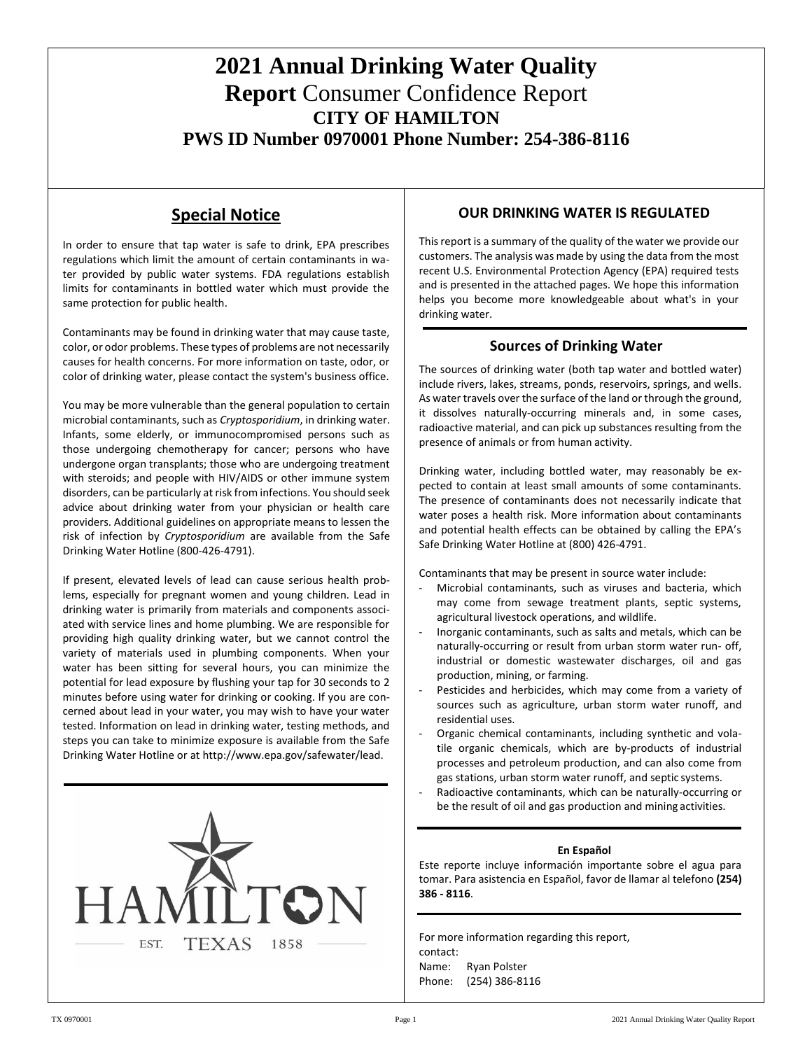# 2021 Annual Drinking Water Quality Report Consumer Confidence Report

## CITY OF HAMILTON

## PWS ID Number 0970001 Phone Number: 254-386-8116

## Special Notice

In order to ensure that tap water is safe to drink, EPA prescribes regulations which limit the amount of certain contaminants in water provided by public water systems. FDA regulations establish limits for contaminants in bottled water which must provide the same protection for public health.

Contaminants may be found in drinking water that may cause taste, color, or odor problems. These types of problems are not necessarily causes for health concerns. For more information on taste, odor, or color of drinking water, please contact the system's business office.

You may be more vulnerable than the general population to certain microbial contaminants, such as *Cryptosporidium*, in drinking water. Infants, some elderly, or immunocompromised persons such as those undergoing chemotherapy for cancer; persons who have undergone organ transplants; those who are undergoing treatment with steroids; and people with HIV/AIDS or other immune system disorders, can be particularly at risk from infections. You should seek advice about drinking water from your physician or health care providers. Additional guidelines on appropriate means to lessen the risk of infection by *Cryptosporidium* are available from the Safe Drinking Water Hotline (800-426-4791).

If present, elevated levels of lead can cause serious health problems, especially for pregnant women and young children. Lead in drinking water is primarily from materials and components associated with service lines and home plumbing. We are responsible for providing high quality drinking water, but we cannot control the variety of materials used in plumbing components. When your water has been sitting for several hours, you can minimize the potential for lead exposure by flushing your tap for 30 seconds to 2 minutes before using water for drinking or cooking. If you are concerned about lead in your water, you may wish to have your water tested. Information on lead in drinking water, testing methods, and steps you can take to minimize exposure is available from the Safe Drinking Water Hotline or at http://www.epa.gov/safewater/lead.

HAMILTON
EST. TEXAS 1858

## OUR DRINKING WATER IS REGULATED

This report is a summary of the quality of the water we provide our customers. The analysis was made by using the data from the most recent U.S. Environmental Protection Agency (EPA) required tests and is presented in the attached pages. We hope this information helps you become more knowledgeable about what's in your drinking water.

## Sources of Drinking Water

The sources of drinking water (both tap water and bottled water) include rivers, lakes, streams, ponds, reservoirs, springs, and wells. As water travels over the surface of the land or through the ground, it dissolves naturally-occurring minerals and, in some cases, radioactive material, and can pick up substances resulting from the presence of animals or from human activity.

Drinking water, including bottled water, may reasonably be expected to contain at least small amounts of some contaminants. The presence of contaminants does not necessarily indicate that water poses a health risk. More information about contaminants and potential health effects can be obtained by calling the EPA's Safe Drinking Water Hotline at (800) 426-4791.

Contaminants that may be present in source water include:

- Microbial contaminants, such as viruses and bacteria, which may come from sewage treatment plants, septic systems, agricultural livestock operations, and wildlife.
- Inorganic contaminants, such as salts and metals, which can be naturally-occurring or result from urban storm water run- off, industrial or domestic wastewater discharges, oil and gas production, mining, or farming.
- Pesticides and herbicides, which may come from a variety of sources such as agriculture, urban storm water runoff, and residential uses.
- Organic chemical contaminants, including synthetic and volatile organic chemicals, which are by-products of industrial processes and petroleum production, and can also come from gas stations, urban storm water runoff, and septic systems.
- Radioactive contaminants, which can be naturally-occurring or be the result of oil and gas production and mining activities.

**En Español**

Este reporte incluye información importante sobre el agua para tomar. Para asistencia en Español, favor de llamar al telefono **(254) 386 - 8116**.

For more information regarding this report, contact:

Name: Ryan Polster
Phone: (254) 386-8116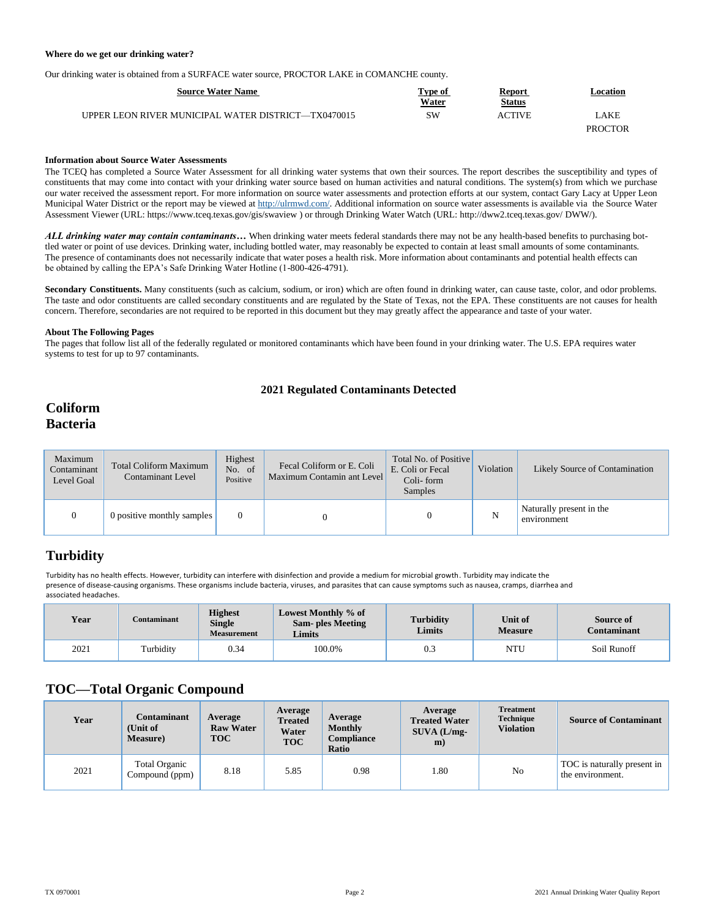**Where do we get our drinking water?**

Our drinking water is obtained from a SURFACE water source, PROCTOR LAKE in COMANCHE county.

| Source Water Name | Type of Water | Report Status | Location |
|---|---|---|---|
| UPPER LEON RIVER MUNICIPAL WATER DISTRICT—TX0470015 | SW | ACTIVE | LAKE PROCTOR |

**Information about Source Water Assessments**

The TCEQ has completed a Source Water Assessment for all drinking water systems that own their sources. The report describes the susceptibility and types of constituents that may come into contact with your drinking water source based on human activities and natural conditions. The system(s) from which we purchase our water received the assessment report. For more information on source water assessments and protection efforts at our system, contact Gary Lacy at Upper Leon Municipal Water District or the report may be viewed at http://ulrmwd.com/. Additional information on source water assessments is available via the Source Water Assessment Viewer (URL: https://www.tceq.texas.gov/gis/swaview ) or through Drinking Water Watch (URL: http://dww2.tceq.texas.gov/ DWW/).

***ALL drinking water may contain contaminants…*** When drinking water meets federal standards there may not be any health-based benefits to purchasing bottled water or point of use devices. Drinking water, including bottled water, may reasonably be expected to contain at least small amounts of some contaminants. The presence of contaminants does not necessarily indicate that water poses a health risk. More information about contaminants and potential health effects can be obtained by calling the EPA's Safe Drinking Water Hotline (1-800-426-4791).

**Secondary Constituents.** Many constituents (such as calcium, sodium, or iron) which are often found in drinking water, can cause taste, color, and odor problems. The taste and odor constituents are called secondary constituents and are regulated by the State of Texas, not the EPA. These constituents are not causes for health concern. Therefore, secondaries are not required to be reported in this document but they may greatly affect the appearance and taste of your water.

**About The Following Pages**

The pages that follow list all of the federally regulated or monitored contaminants which have been found in your drinking water. The U.S. EPA requires water systems to test for up to 97 contaminants.

## 2021 Regulated Contaminants Detected

## Coliform Bacteria

| Maximum Contaminant Level Goal | Total Coliform Maximum Contaminant Level | Highest No. of Positive | Fecal Coliform or E. Coli Maximum Contamin ant Level | Total No. of Positive E. Coli or Fecal Coli- form Samples | Violation | Likely Source of Contamination |
|---|---|---|---|---|---|---|
| 0 | 0 positive monthly samples | 0 | 0 | 0 | N | Naturally present in the environment |

## Turbidity

Turbidity has no health effects. However, turbidity can interfere with disinfection and provide a medium for microbial growth. Turbidity may indicate the presence of disease-causing organisms. These organisms include bacteria, viruses, and parasites that can cause symptoms such as nausea, cramps, diarrhea and associated headaches.

| Year | Contaminant | Highest Single Measurement | Lowest Monthly % of Sam- ples Meeting Limits | Turbidity Limits | Unit of Measure | Source of Contaminant |
|---|---|---|---|---|---|---|
| 2021 | Turbidity | 0.34 | 100.0% | 0.3 | NTU | Soil Runoff |

## TOC—Total Organic Compound

| Year | Contaminant (Unit of Measure) | Average Raw Water TOC | Average Treated Water TOC | Average Monthly Compliance Ratio | Average Treated Water SUVA (L/mg-m) | Treatment Technique Violation | Source of Contaminant |
|---|---|---|---|---|---|---|---|
| 2021 | Total Organic Compound (ppm) | 8.18 | 5.85 | 0.98 | 1.80 | No | TOC is naturally present in the environment. |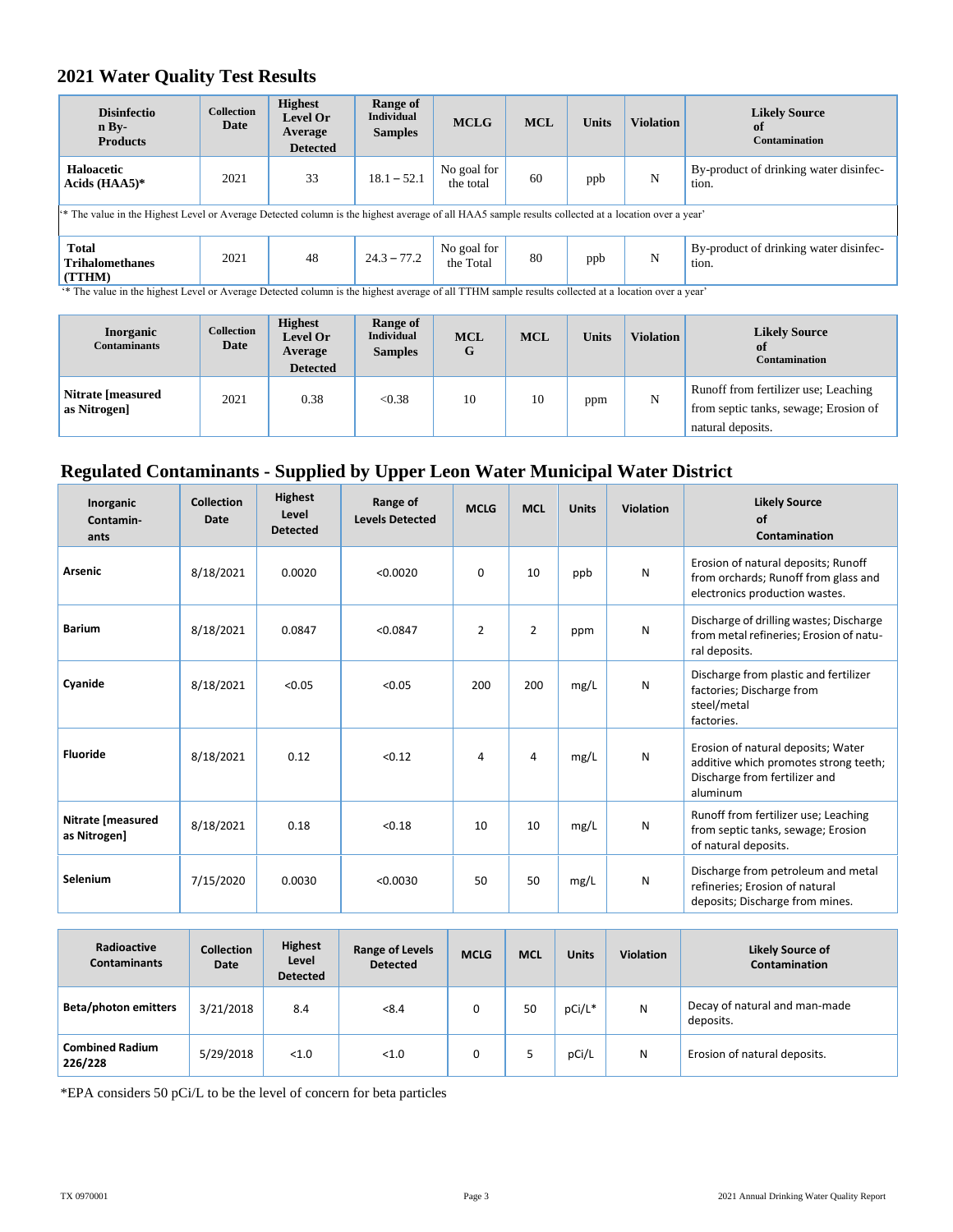## 2021 Water Quality Test Results

| Disinfection By-Products | Collection Date | Highest Level Or Average Detected | Range of Individual Samples | MCLG | MCL | Units | Violation | Likely Source of Contamination |
|---|---|---|---|---|---|---|---|---|
| Haloacetic Acids (HAA5)* | 2021 | 33 | 18.1 – 52.1 | No goal for the total | 60 | ppb | N | By-product of drinking water disinfection. |
| '* The value in the Highest Level or Average Detected column is the highest average of all HAA5 sample results collected at a location over a year' | | | | | | | | |
| Total Trihalomethanes (TTHM) | 2021 | 48 | 24.3 – 77.2 | No goal for the Total | 80 | ppb | N | By-product of drinking water disinfection. |

'* The value in the highest Level or Average Detected column is the highest average of all TTHM sample results collected at a location over a year'

| Inorganic Contaminants | Collection Date | Highest Level Or Average Detected | Range of Individual Samples | MCLG | MCL | Units | Violation | Likely Source of Contamination |
|---|---|---|---|---|---|---|---|---|
| Nitrate [measured as Nitrogen] | 2021 | 0.38 | <0.38 | 10 | 10 | ppm | N | Runoff from fertilizer use; Leaching from septic tanks, sewage; Erosion of natural deposits. |

## Regulated Contaminants - Supplied by Upper Leon Water Municipal Water District

| Inorganic Contaminants | Collection Date | Highest Level Detected | Range of Levels Detected | MCLG | MCL | Units | Violation | Likely Source of Contamination |
|---|---|---|---|---|---|---|---|---|
| Arsenic | 8/18/2021 | 0.0020 | <0.0020 | 0 | 10 | ppb | N | Erosion of natural deposits; Runoff from orchards; Runoff from glass and electronics production wastes. |
| Barium | 8/18/2021 | 0.0847 | <0.0847 | 2 | 2 | ppm | N | Discharge of drilling wastes; Discharge from metal refineries; Erosion of natural deposits. |
| Cyanide | 8/18/2021 | <0.05 | <0.05 | 200 | 200 | mg/L | N | Discharge from plastic and fertilizer factories; Discharge from steel/metal factories. |
| Fluoride | 8/18/2021 | 0.12 | <0.12 | 4 | 4 | mg/L | N | Erosion of natural deposits; Water additive which promotes strong teeth; Discharge from fertilizer and aluminum |
| Nitrate [measured as Nitrogen] | 8/18/2021 | 0.18 | <0.18 | 10 | 10 | mg/L | N | Runoff from fertilizer use; Leaching from septic tanks, sewage; Erosion of natural deposits. |
| Selenium | 7/15/2020 | 0.0030 | <0.0030 | 50 | 50 | mg/L | N | Discharge from petroleum and metal refineries; Erosion of natural deposits; Discharge from mines. |

| Radioactive Contaminants | Collection Date | Highest Level Detected | Range of Levels Detected | MCLG | MCL | Units | Violation | Likely Source of Contamination |
|---|---|---|---|---|---|---|---|---|
| Beta/photon emitters | 3/21/2018 | 8.4 | <8.4 | 0 | 50 | pCi/L* | N | Decay of natural and man-made deposits. |
| Combined Radium 226/228 | 5/29/2018 | <1.0 | <1.0 | 0 | 5 | pCi/L | N | Erosion of natural deposits. |

*EPA considers 50 pCi/L to be the level of concern for beta particles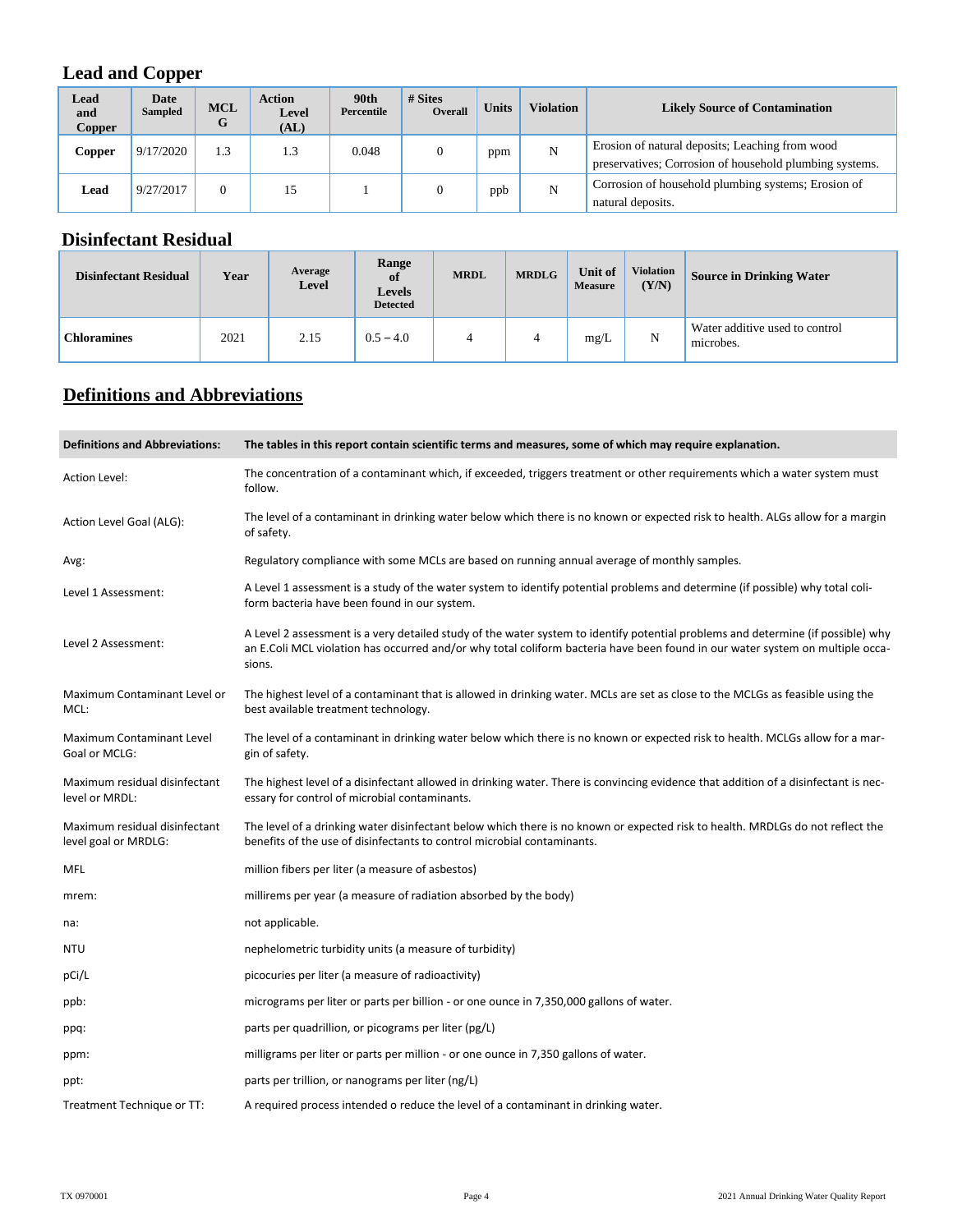## Lead and Copper

| Lead and Copper | Date Sampled | MCLG | Action Level (AL) | 90th Percentile | # Sites Overall | Units | Violation | Likely Source of Contamination |
|---|---|---|---|---|---|---|---|---|
| **Copper** | 9/17/2020 | 1.3 | 1.3 | 0.048 | 0 | ppm | N | Erosion of natural deposits; Leaching from wood preservatives; Corrosion of household plumbing systems. |
| **Lead** | 9/27/2017 | 0 | 15 | 1 | 0 | ppb | N | Corrosion of household plumbing systems; Erosion of natural deposits. |

## Disinfectant Residual

| Disinfectant Residual | Year | Average Level | Range of Levels Detected | MRDL | MRDLG | Unit of Measure | Violation (Y/N) | Source in Drinking Water |
|---|---|---|---|---|---|---|---|---|
| **Chloramines** | 2021 | 2.15 | 0.5 – 4.0 | 4 | 4 | mg/L | N | Water additive used to control microbes. |

## Definitions and Abbreviations

| Definitions and Abbreviations: | The tables in this report contain scientific terms and measures, some of which may require explanation. |
|---|---|
| Action Level: | The concentration of a contaminant which, if exceeded, triggers treatment or other requirements which a water system must follow. |
| Action Level Goal (ALG): | The level of a contaminant in drinking water below which there is no known or expected risk to health. ALGs allow for a margin of safety. |
| Avg: | Regulatory compliance with some MCLs are based on running annual average of monthly samples. |
| Level 1 Assessment: | A Level 1 assessment is a study of the water system to identify potential problems and determine (if possible) why total coli-form bacteria have been found in our system. |
| Level 2 Assessment: | A Level 2 assessment is a very detailed study of the water system to identify potential problems and determine (if possible) why an E.Coli MCL violation has occurred and/or why total coliform bacteria have been found in our water system on multiple occa-sions. |
| Maximum Contaminant Level or MCL: | The highest level of a contaminant that is allowed in drinking water. MCLs are set as close to the MCLGs as feasible using the best available treatment technology. |
| Maximum Contaminant Level Goal or MCLG: | The level of a contaminant in drinking water below which there is no known or expected risk to health. MCLGs allow for a mar-gin of safety. |
| Maximum residual disinfectant level or MRDL: | The highest level of a disinfectant allowed in drinking water. There is convincing evidence that addition of a disinfectant is nec-essary for control of microbial contaminants. |
| Maximum residual disinfectant level goal or MRDLG: | The level of a drinking water disinfectant below which there is no known or expected risk to health. MRDLGs do not reflect the benefits of the use of disinfectants to control microbial contaminants. |
| MFL | million fibers per liter (a measure of asbestos) |
| mrem: | millirems per year (a measure of radiation absorbed by the body) |
| na: | not applicable. |
| NTU | nephelometric turbidity units (a measure of turbidity) |
| pCi/L | picocuries per liter (a measure of radioactivity) |
| ppb: | micrograms per liter or parts per billion - or one ounce in 7,350,000 gallons of water. |
| ppq: | parts per quadrillion, or picograms per liter (pg/L) |
| ppm: | milligrams per liter or parts per million - or one ounce in 7,350 gallons of water. |
| ppt: | parts per trillion, or nanograms per liter (ng/L) |
| Treatment Technique or TT: | A required process intended o reduce the level of a contaminant in drinking water. |